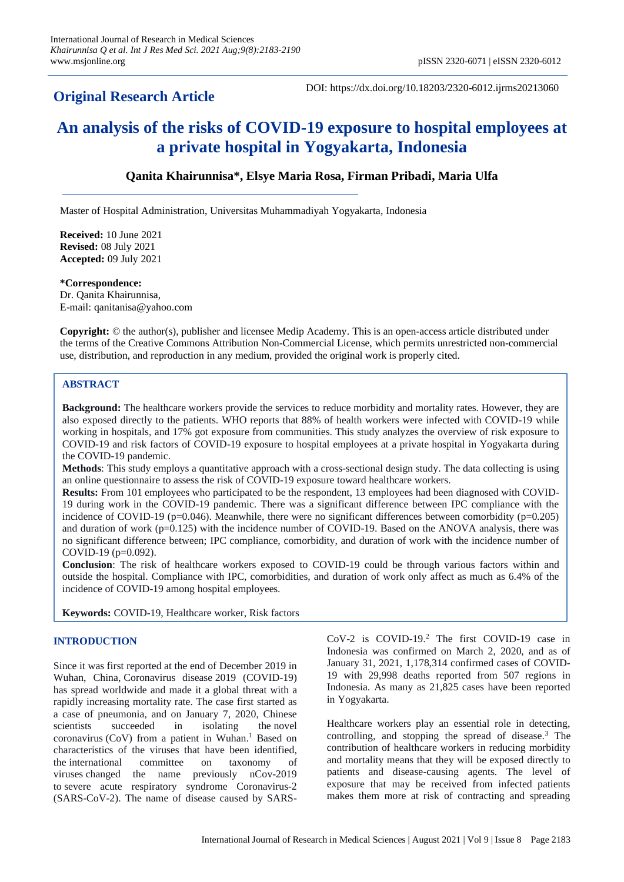**Original Research Article**

DOI: https://dx.doi.org/10.18203/2320-6012.ijrms20213060

# An analysis of the risks of COVID-19 exposure to hospital employees at a private hospital in Yogyakarta, Indonesia

**Qanita Khairunnisa*, Elsye Maria Rosa, Firman Pribadi, Maria Ulfa**

Master of Hospital Administration, Universitas Muhammadiyah Yogyakarta, Indonesia

**Received:** 10 June 2021
**Revised:** 08 July 2021
**Accepted:** 09 July 2021

***Correspondence:**
Dr. Qanita Khairunnisa,
E-mail: qanitanisa@yahoo.com

**Copyright:** © the author(s), publisher and licensee Medip Academy. This is an open-access article distributed under the terms of the Creative Commons Attribution Non-Commercial License, which permits unrestricted non-commercial use, distribution, and reproduction in any medium, provided the original work is properly cited.

## ABSTRACT

**Background:** The healthcare workers provide the services to reduce morbidity and mortality rates. However, they are also exposed directly to the patients. WHO reports that 88% of health workers were infected with COVID-19 while working in hospitals, and 17% got exposure from communities. This study analyzes the overview of risk exposure to COVID-19 and risk factors of COVID-19 exposure to hospital employees at a private hospital in Yogyakarta during the COVID-19 pandemic.

**Methods**: This study employs a quantitative approach with a cross-sectional design study. The data collecting is using an online questionnaire to assess the risk of COVID-19 exposure toward healthcare workers.

**Results:** From 101 employees who participated to be the respondent, 13 employees had been diagnosed with COVID-19 during work in the COVID-19 pandemic. There was a significant difference between IPC compliance with the incidence of COVID-19 ($p=0.046$). Meanwhile, there were no significant differences between comorbidity ($p=0.205$) and duration of work ($p=0.125$) with the incidence number of COVID-19. Based on the ANOVA analysis, there was no significant difference between; IPC compliance, comorbidity, and duration of work with the incidence number of COVID-19 ($p=0.092$).

**Conclusion**: The risk of healthcare workers exposed to COVID-19 could be through various factors within and outside the hospital. Compliance with IPC, comorbidities, and duration of work only affect as much as 6.4% of the incidence of COVID-19 among hospital employees.

**Keywords:** COVID-19, Healthcare worker, Risk factors

## INTRODUCTION

Since it was first reported at the end of December 2019 in Wuhan, China, Coronavirus disease 2019 (COVID-19) has spread worldwide and made it a global threat with a rapidly increasing mortality rate. The case first started as a case of pneumonia, and on January 7, 2020, Chinese scientists succeeded in isolating the novel coronavirus (CoV) from a patient in Wuhan.[1] Based on characteristics of the viruses that have been identified, the international committee on taxonomy of viruses changed the name previously nCov-2019 to severe acute respiratory syndrome Coronavirus-2 (SARS-CoV-2). The name of disease caused by SARS-CoV-2 is COVID-19.[2] The first COVID-19 case in Indonesia was confirmed on March 2, 2020, and as of January 31, 2021, 1,178,314 confirmed cases of COVID-19 with 29,998 deaths reported from 507 regions in Indonesia. As many as 21,825 cases have been reported in Yogyakarta.

Healthcare workers play an essential role in detecting, controlling, and stopping the spread of disease.[3] The contribution of healthcare workers in reducing morbidity and mortality means that they will be exposed directly to patients and disease-causing agents. The level of exposure that may be received from infected patients makes them more at risk of contracting and spreading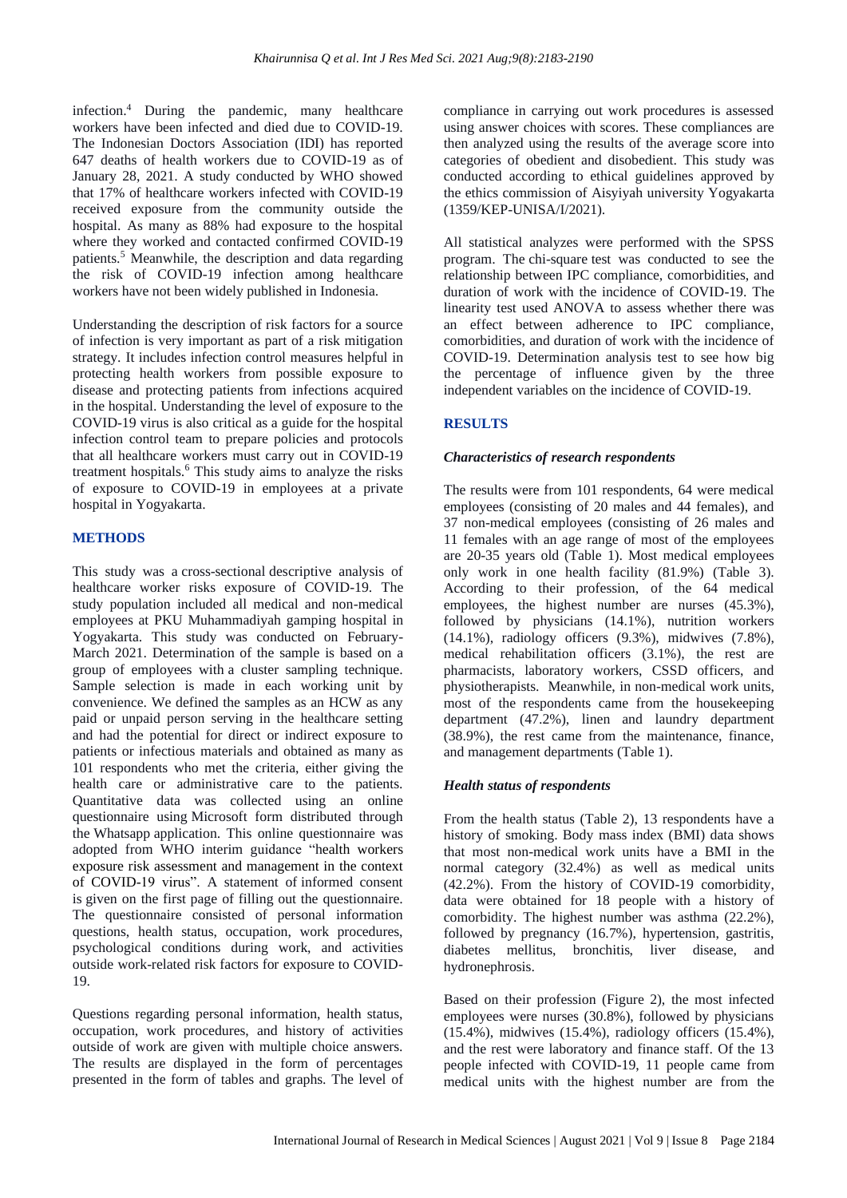infection.[4] During the pandemic, many healthcare workers have been infected and died due to COVID-19. The Indonesian Doctors Association (IDI) has reported 647 deaths of health workers due to COVID-19 as of January 28, 2021. A study conducted by WHO showed that 17% of healthcare workers infected with COVID-19 received exposure from the community outside the hospital. As many as 88% had exposure to the hospital where they worked and contacted confirmed COVID-19 patients.[5] Meanwhile, the description and data regarding the risk of COVID-19 infection among healthcare workers have not been widely published in Indonesia.

Understanding the description of risk factors for a source of infection is very important as part of a risk mitigation strategy. It includes infection control measures helpful in protecting health workers from possible exposure to disease and protecting patients from infections acquired in the hospital. Understanding the level of exposure to the COVID-19 virus is also critical as a guide for the hospital infection control team to prepare policies and protocols that all healthcare workers must carry out in COVID-19 treatment hospitals.[6] This study aims to analyze the risks of exposure to COVID-19 in employees at a private hospital in Yogyakarta.

## METHODS

This study was a cross-sectional descriptive analysis of healthcare worker risks exposure of COVID-19. The study population included all medical and non-medical employees at PKU Muhammadiyah gamping hospital in Yogyakarta. This study was conducted on February-March 2021. Determination of the sample is based on a group of employees with a cluster sampling technique. Sample selection is made in each working unit by convenience. We defined the samples as an HCW as any paid or unpaid person serving in the healthcare setting and had the potential for direct or indirect exposure to patients or infectious materials and obtained as many as 101 respondents who met the criteria, either giving the health care or administrative care to the patients. Quantitative data was collected using an online questionnaire using Microsoft form distributed through the Whatsapp application. This online questionnaire was adopted from WHO interim guidance "health workers exposure risk assessment and management in the context of COVID-19 virus". A statement of informed consent is given on the first page of filling out the questionnaire. The questionnaire consisted of personal information questions, health status, occupation, work procedures, psychological conditions during work, and activities outside work-related risk factors for exposure to COVID-19.

Questions regarding personal information, health status, occupation, work procedures, and history of activities outside of work are given with multiple choice answers. The results are displayed in the form of percentages presented in the form of tables and graphs. The level of compliance in carrying out work procedures is assessed using answer choices with scores. These compliances are then analyzed using the results of the average score into categories of obedient and disobedient. This study was conducted according to ethical guidelines approved by the ethics commission of Aisyiyah university Yogyakarta (1359/KEP-UNISA/I/2021).

All statistical analyzes were performed with the SPSS program. The chi-square test was conducted to see the relationship between IPC compliance, comorbidities, and duration of work with the incidence of COVID-19. The linearity test used ANOVA to assess whether there was an effect between adherence to IPC compliance, comorbidities, and duration of work with the incidence of COVID-19. Determination analysis test to see how big the percentage of influence given by the three independent variables on the incidence of COVID-19.

## RESULTS

### *Characteristics of research respondents*

The results were from 101 respondents, 64 were medical employees (consisting of 20 males and 44 females), and 37 non-medical employees (consisting of 26 males and 11 females with an age range of most of the employees are 20-35 years old (Table 1). Most medical employees only work in one health facility (81.9%) (Table 3). According to their profession, of the 64 medical employees, the highest number are nurses (45.3%), followed by physicians (14.1%), nutrition workers (14.1%), radiology officers (9.3%), midwives (7.8%), medical rehabilitation officers (3.1%), the rest are pharmacists, laboratory workers, CSSD officers, and physiotherapists. Meanwhile, in non-medical work units, most of the respondents came from the housekeeping department (47.2%), linen and laundry department (38.9%), the rest came from the maintenance, finance, and management departments (Table 1).

### *Health status of respondents*

From the health status (Table 2), 13 respondents have a history of smoking. Body mass index (BMI) data shows that most non-medical work units have a BMI in the normal category (32.4%) as well as medical units (42.2%). From the history of COVID-19 comorbidity, data were obtained for 18 people with a history of comorbidity. The highest number was asthma (22.2%), followed by pregnancy (16.7%), hypertension, gastritis, diabetes mellitus, bronchitis, liver disease, and hydronephrosis.

Based on their profession (Figure 2), the most infected employees were nurses (30.8%), followed by physicians (15.4%), midwives (15.4%), radiology officers (15.4%), and the rest were laboratory and finance staff. Of the 13 people infected with COVID-19, 11 people came from medical units with the highest number are from the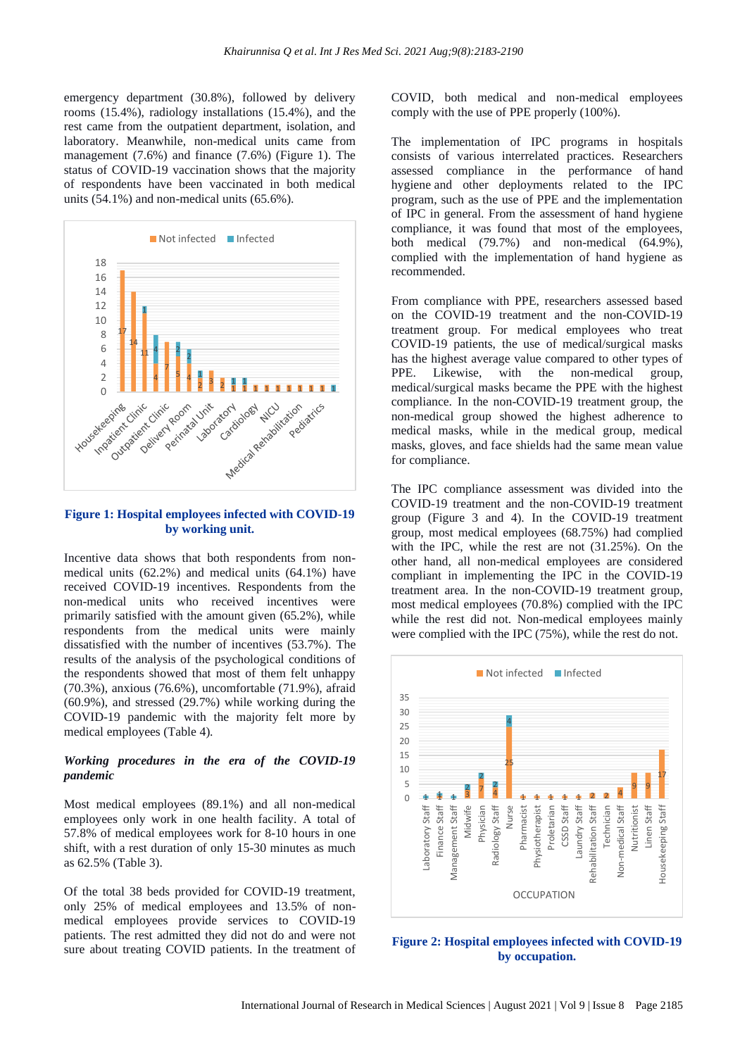emergency department (30.8%), followed by delivery rooms (15.4%), radiology installations (15.4%), and the rest came from the outpatient department, isolation, and laboratory. Meanwhile, non-medical units came from management (7.6%) and finance (7.6%) (Figure 1). The status of COVID-19 vaccination shows that the majority of respondents have been vaccinated in both medical units (54.1%) and non-medical units (65.6%).

**Figure 1: Hospital employees infected with COVID-19 by working unit.**

Incentive data shows that both respondents from non-medical units (62.2%) and medical units (64.1%) have received COVID-19 incentives. Respondents from the non-medical units who received incentives were primarily satisfied with the amount given (65.2%), while respondents from the medical units were mainly dissatisfied with the number of incentives (53.7%). The results of the analysis of the psychological conditions of the respondents showed that most of them felt unhappy (70.3%), anxious (76.6%), uncomfortable (71.9%), afraid (60.9%), and stressed (29.7%) while working during the COVID-19 pandemic with the majority felt more by medical employees (Table 4).

### *Working procedures in the era of the COVID-19 pandemic*

Most medical employees (89.1%) and all non-medical employees only work in one health facility. A total of 57.8% of medical employees work for 8-10 hours in one shift, with a rest duration of only 15-30 minutes as much as 62.5% (Table 3).

Of the total 38 beds provided for COVID-19 treatment, only 25% of medical employees and 13.5% of non-medical employees provide services to COVID-19 patients. The rest admitted they did not do and were not sure about treating COVID patients. In the treatment of COVID, both medical and non-medical employees comply with the use of PPE properly (100%).

The implementation of IPC programs in hospitals consists of various interrelated practices. Researchers assessed compliance in the performance of hand hygiene and other deployments related to the IPC program, such as the use of PPE and the implementation of IPC in general. From the assessment of hand hygiene compliance, it was found that most of the employees, both medical (79.7%) and non-medical (64.9%), complied with the implementation of hand hygiene as recommended.

From compliance with PPE, researchers assessed based on the COVID-19 treatment and the non-COVID-19 treatment group. For medical employees who treat COVID-19 patients, the use of medical/surgical masks has the highest average value compared to other types of PPE. Likewise, with the non-medical group, medical/surgical masks became the PPE with the highest compliance. In the non-COVID-19 treatment group, the non-medical group showed the highest adherence to medical masks, while in the medical group, medical masks, gloves, and face shields had the same mean value for compliance.

The IPC compliance assessment was divided into the COVID-19 treatment and the non-COVID-19 treatment group (Figure 3 and 4). In the COVID-19 treatment group, most medical employees (68.75%) had complied with the IPC, while the rest are not (31.25%). On the other hand, all non-medical employees are considered compliant in implementing the IPC in the COVID-19 treatment area. In the non-COVID-19 treatment group, most medical employees (70.8%) complied with the IPC while the rest did not. Non-medical employees mainly were complied with the IPC (75%), while the rest do not.

**Figure 2: Hospital employees infected with COVID-19 by occupation.**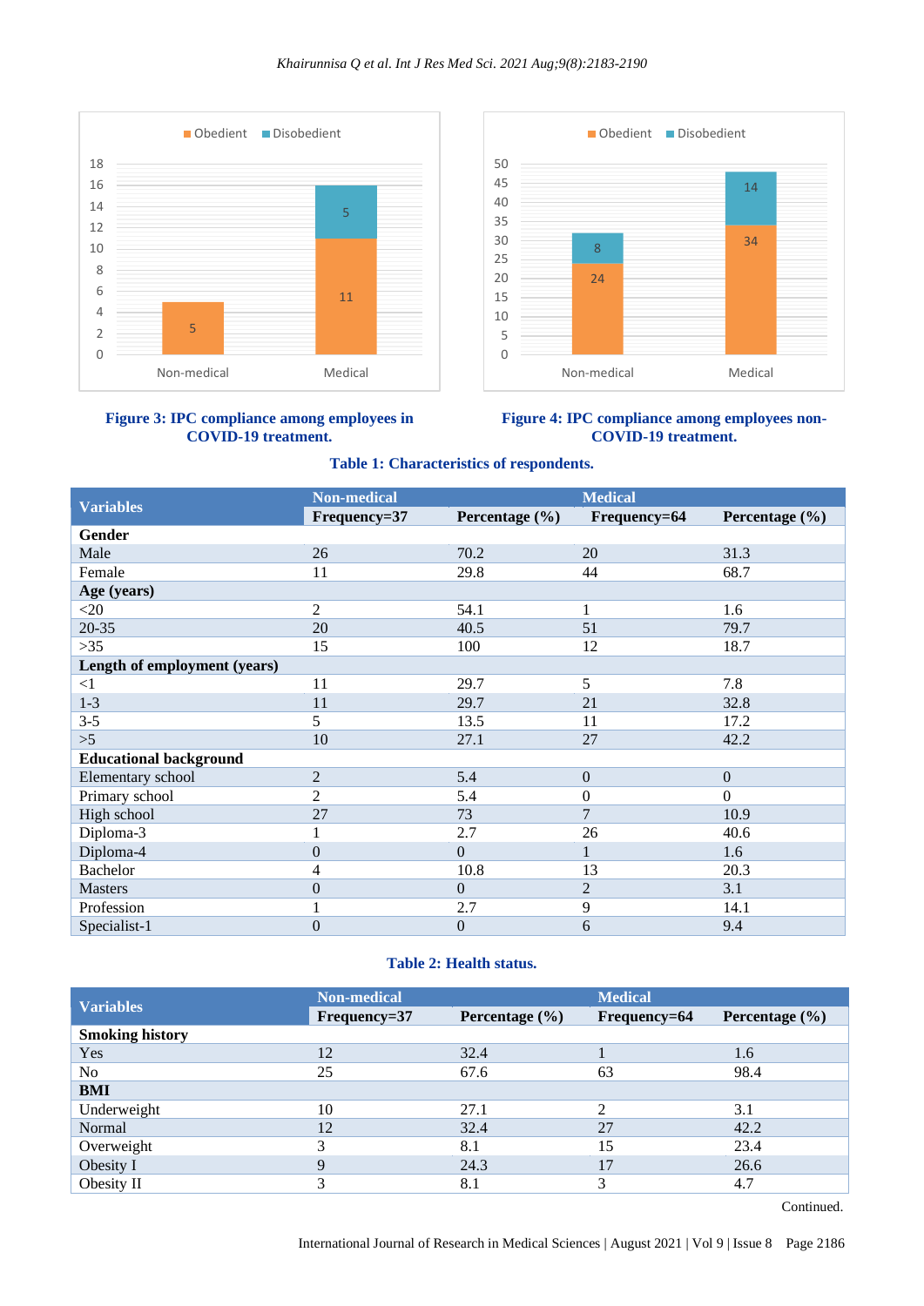Figure 3: IPC compliance among employees in COVID-19 treatment.

Figure 4: IPC compliance among employees non-COVID-19 treatment.

**Table 1: Characteristics of respondents.**

| Variables | Non-medical | | Medical | |
|---|---|---|---|---|
| | Frequency=37 | Percentage (%) | Frequency=64 | Percentage (%) |
| **Gender** | | | | |
| Male | 26 | 70.2 | 20 | 31.3 |
| Female | 11 | 29.8 | 44 | 68.7 |
| **Age (years)** | | | | |
| <20 | 2 | 54.1 | 1 | 1.6 |
| 20-35 | 20 | 40.5 | 51 | 79.7 |
| >35 | 15 | 100 | 12 | 18.7 |
| **Length of employment (years)** | | | | |
| <1 | 11 | 29.7 | 5 | 7.8 |
| 1-3 | 11 | 29.7 | 21 | 32.8 |
| 3-5 | 5 | 13.5 | 11 | 17.2 |
| >5 | 10 | 27.1 | 27 | 42.2 |
| **Educational background** | | | | |
| Elementary school | 2 | 5.4 | 0 | 0 |
| Primary school | 2 | 5.4 | 0 | 0 |
| High school | 27 | 73 | 7 | 10.9 |
| Diploma-3 | 1 | 2.7 | 26 | 40.6 |
| Diploma-4 | 0 | 0 | 1 | 1.6 |
| Bachelor | 4 | 10.8 | 13 | 20.3 |
| Masters | 0 | 0 | 2 | 3.1 |
| Profession | 1 | 2.7 | 9 | 14.1 |
| Specialist-1 | 0 | 0 | 6 | 9.4 |

**Table 2: Health status.**

| Variables | Non-medical | | Medical | |
|---|---|---|---|---|
| | Frequency=37 | Percentage (%) | Frequency=64 | Percentage (%) |
| **Smoking history** | | | | |
| Yes | 12 | 32.4 | 1 | 1.6 |
| No | 25 | 67.6 | 63 | 98.4 |
| **BMI** | | | | |
| Underweight | 10 | 27.1 | 2 | 3.1 |
| Normal | 12 | 32.4 | 27 | 42.2 |
| Overweight | 3 | 8.1 | 15 | 23.4 |
| Obesity I | 9 | 24.3 | 17 | 26.6 |
| Obesity II | 3 | 8.1 | 3 | 4.7 |

Continued.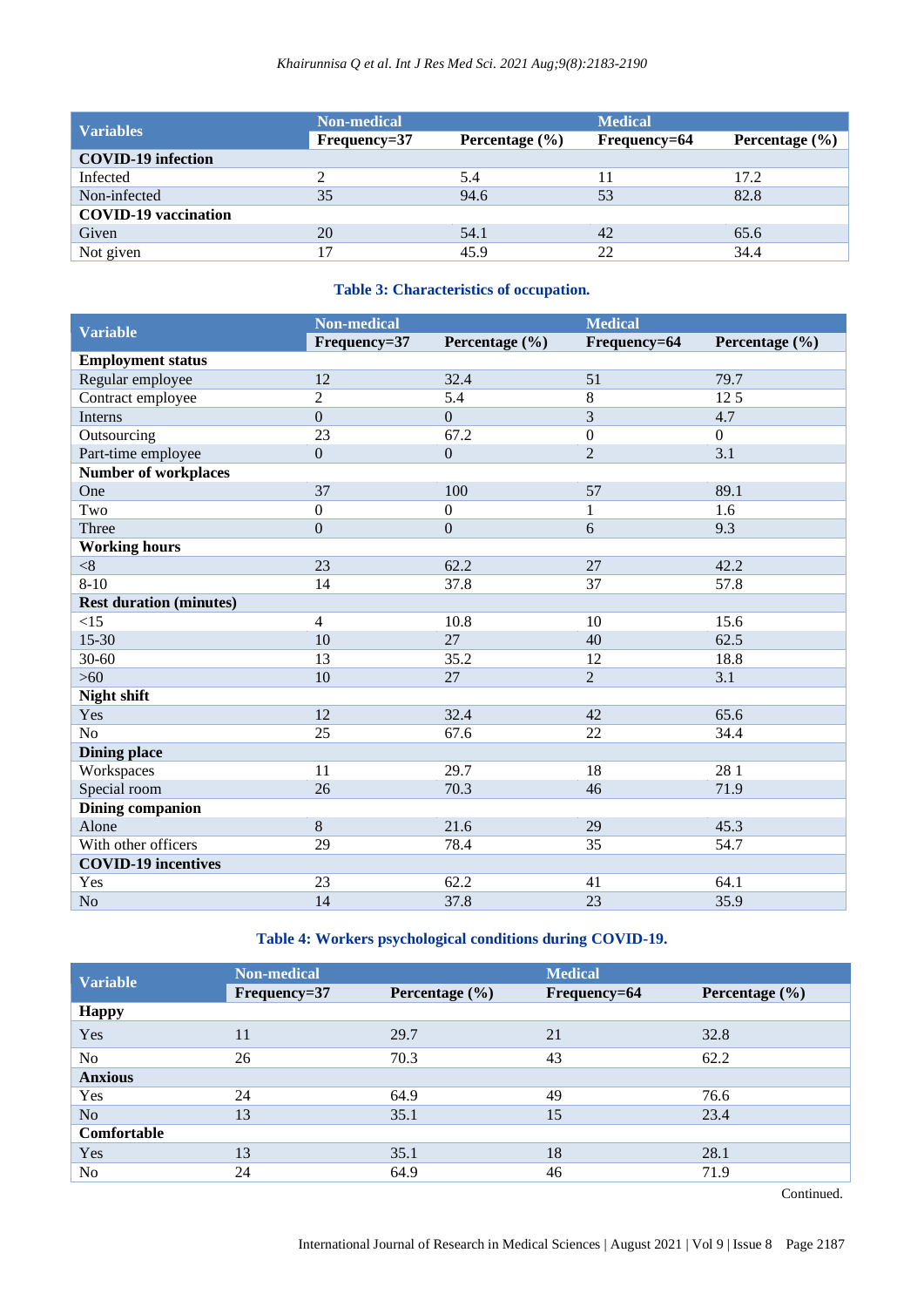| Variables | Non-medical | | Medical | |
|---|---|---|---|---|
| | Frequency=37 | Percentage (%) | Frequency=64 | Percentage (%) |
| **COVID-19 infection** | | | | |
| Infected | 2 | 5.4 | 11 | 17.2 |
| Non-infected | 35 | 94.6 | 53 | 82.8 |
| **COVID-19 vaccination** | | | | |
| Given | 20 | 54.1 | 42 | 65.6 |
| Not given | 17 | 45.9 | 22 | 34.4 |

**Table 3: Characteristics of occupation.**

| Variable | Non-medical | | Medical | |
|---|---|---|---|---|
| | Frequency=37 | Percentage (%) | Frequency=64 | Percentage (%) |
| **Employment status** | | | | |
| Regular employee | 12 | 32.4 | 51 | 79.7 |
| Contract employee | 2 | 5.4 | 8 | 12 5 |
| Interns | 0 | 0 | 3 | 4.7 |
| Outsourcing | 23 | 67.2 | 0 | 0 |
| Part-time employee | 0 | 0 | 2 | 3.1 |
| **Number of workplaces** | | | | |
| One | 37 | 100 | 57 | 89.1 |
| Two | 0 | 0 | 1 | 1.6 |
| Three | 0 | 0 | 6 | 9.3 |
| **Working hours** | | | | |
| <8 | 23 | 62.2 | 27 | 42.2 |
| 8-10 | 14 | 37.8 | 37 | 57.8 |
| **Rest duration (minutes)** | | | | |
| <15 | 4 | 10.8 | 10 | 15.6 |
| 15-30 | 10 | 27 | 40 | 62.5 |
| 30-60 | 13 | 35.2 | 12 | 18.8 |
| >60 | 10 | 27 | 2 | 3.1 |
| **Night shift** | | | | |
| Yes | 12 | 32.4 | 42 | 65.6 |
| No | 25 | 67.6 | 22 | 34.4 |
| **Dining place** | | | | |
| Workspaces | 11 | 29.7 | 18 | 28 1 |
| Special room | 26 | 70.3 | 46 | 71.9 |
| **Dining companion** | | | | |
| Alone | 8 | 21.6 | 29 | 45.3 |
| With other officers | 29 | 78.4 | 35 | 54.7 |
| **COVID-19 incentives** | | | | |
| Yes | 23 | 62.2 | 41 | 64.1 |
| No | 14 | 37.8 | 23 | 35.9 |

**Table 4: Workers psychological conditions during COVID-19.**

| Variable | Non-medical | | Medical | |
|---|---|---|---|---|
| | Frequency=37 | Percentage (%) | Frequency=64 | Percentage (%) |
| **Happy** | | | | |
| Yes | 11 | 29.7 | 21 | 32.8 |
| No | 26 | 70.3 | 43 | 62.2 |
| **Anxious** | | | | |
| Yes | 24 | 64.9 | 49 | 76.6 |
| No | 13 | 35.1 | 15 | 23.4 |
| **Comfortable** | | | | |
| Yes | 13 | 35.1 | 18 | 28.1 |
| No | 24 | 64.9 | 46 | 71.9 |

Continued.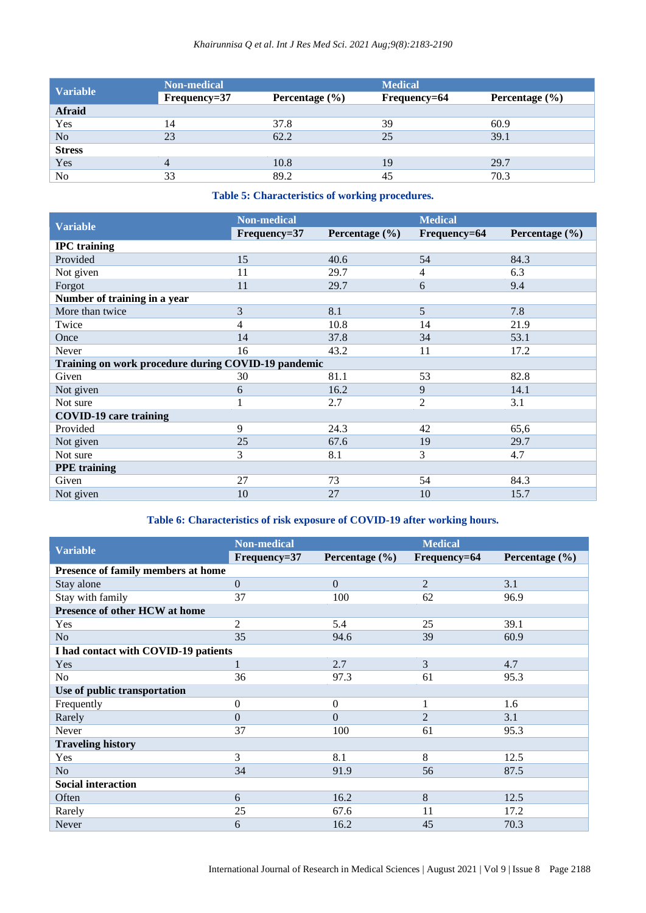| Variable | Non-medical | | Medical | |
|---|---|---|---|---|
| | Frequency=37 | Percentage (%) | Frequency=64 | Percentage (%) |
| **Afraid** | | | | |
| Yes | 14 | 37.8 | 39 | 60.9 |
| No | 23 | 62.2 | 25 | 39.1 |
| **Stress** | | | | |
| Yes | 4 | 10.8 | 19 | 29.7 |
| No | 33 | 89.2 | 45 | 70.3 |

**Table 5: Characteristics of working procedures.**

| Variable | Non-medical | | Medical | |
|---|---|---|---|---|
| | Frequency=37 | Percentage (%) | Frequency=64 | Percentage (%) |
| **IPC training** | | | | |
| Provided | 15 | 40.6 | 54 | 84.3 |
| Not given | 11 | 29.7 | 4 | 6.3 |
| Forgot | 11 | 29.7 | 6 | 9.4 |
| **Number of training in a year** | | | | |
| More than twice | 3 | 8.1 | 5 | 7.8 |
| Twice | 4 | 10.8 | 14 | 21.9 |
| Once | 14 | 37.8 | 34 | 53.1 |
| Never | 16 | 43.2 | 11 | 17.2 |
| **Training on work procedure during COVID-19 pandemic** | | | | |
| Given | 30 | 81.1 | 53 | 82.8 |
| Not given | 6 | 16.2 | 9 | 14.1 |
| Not sure | 1 | 2.7 | 2 | 3.1 |
| **COVID-19 care training** | | | | |
| Provided | 9 | 24.3 | 42 | 65,6 |
| Not given | 25 | 67.6 | 19 | 29.7 |
| Not sure | 3 | 8.1 | 3 | 4.7 |
| **PPE training** | | | | |
| Given | 27 | 73 | 54 | 84.3 |
| Not given | 10 | 27 | 10 | 15.7 |

**Table 6: Characteristics of risk exposure of COVID-19 after working hours.**

| Variable | Non-medical | | Medical | |
|---|---|---|---|---|
| | Frequency=37 | Percentage (%) | Frequency=64 | Percentage (%) |
| **Presence of family members at home** | | | | |
| Stay alone | 0 | 0 | 2 | 3.1 |
| Stay with family | 37 | 100 | 62 | 96.9 |
| **Presence of other HCW at home** | | | | |
| Yes | 2 | 5.4 | 25 | 39.1 |
| No | 35 | 94.6 | 39 | 60.9 |
| **I had contact with COVID-19 patients** | | | | |
| Yes | 1 | 2.7 | 3 | 4.7 |
| No | 36 | 97.3 | 61 | 95.3 |
| **Use of public transportation** | | | | |
| Frequently | 0 | 0 | 1 | 1.6 |
| Rarely | 0 | 0 | 2 | 3.1 |
| Never | 37 | 100 | 61 | 95.3 |
| **Traveling history** | | | | |
| Yes | 3 | 8.1 | 8 | 12.5 |
| No | 34 | 91.9 | 56 | 87.5 |
| **Social interaction** | | | | |
| Often | 6 | 16.2 | 8 | 12.5 |
| Rarely | 25 | 67.6 | 11 | 17.2 |
| Never | 6 | 16.2 | 45 | 70.3 |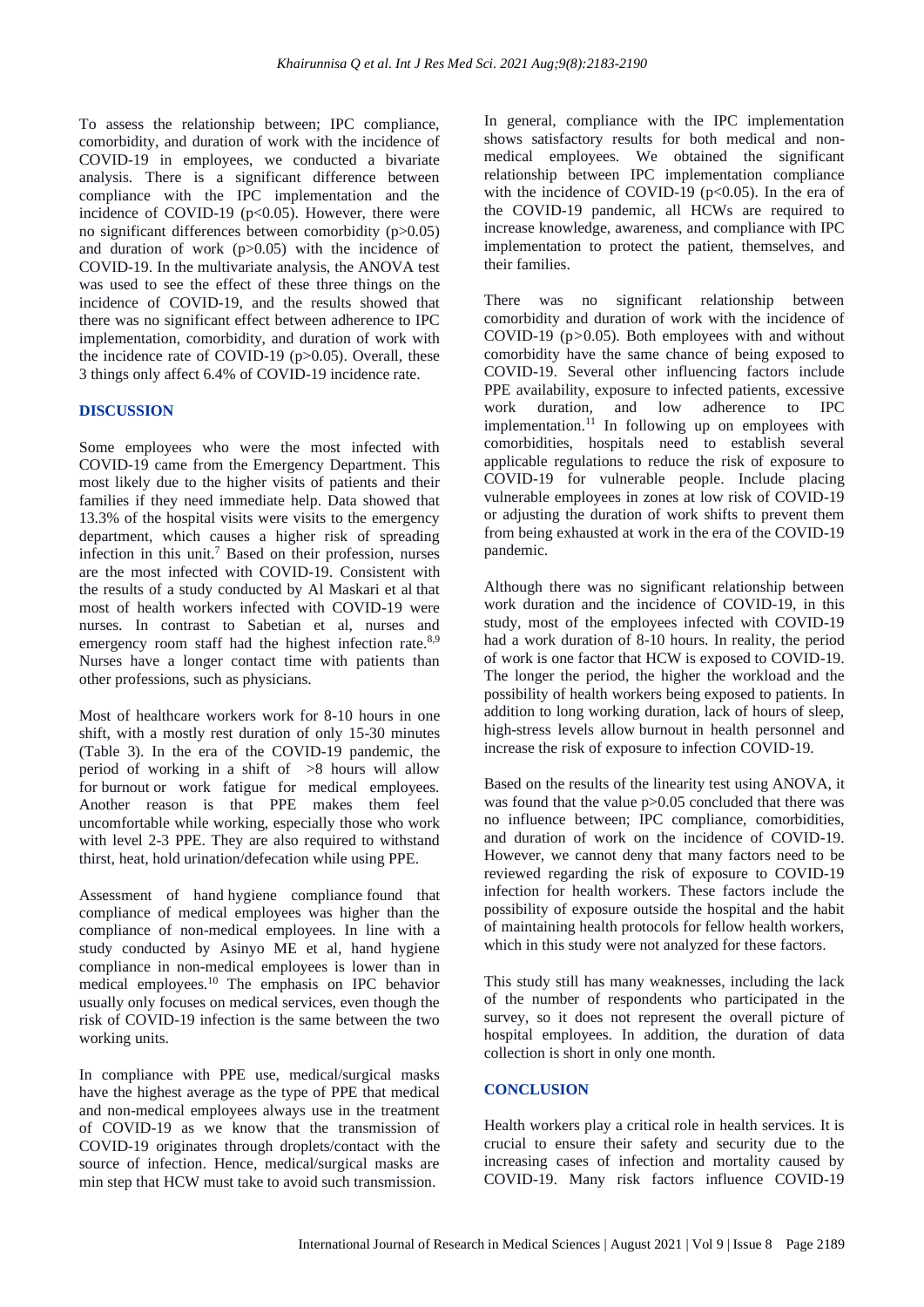To assess the relationship between; IPC compliance, comorbidity, and duration of work with the incidence of COVID-19 in employees, we conducted a bivariate analysis. There is a significant difference between compliance with the IPC implementation and the incidence of COVID-19 ($p<0.05$). However, there were no significant differences between comorbidity ($p>0.05$) and duration of work ($p>0.05$) with the incidence of COVID-19. In the multivariate analysis, the ANOVA test was used to see the effect of these three things on the incidence of COVID-19, and the results showed that there was no significant effect between adherence to IPC implementation, comorbidity, and duration of work with the incidence rate of COVID-19 ($p>0.05$). Overall, these 3 things only affect 6.4% of COVID-19 incidence rate.

## DISCUSSION

Some employees who were the most infected with COVID-19 came from the Emergency Department. This most likely due to the higher visits of patients and their families if they need immediate help. Data showed that 13.3% of the hospital visits were visits to the emergency department, which causes a higher risk of spreading infection in this unit.[7] Based on their profession, nurses are the most infected with COVID-19. Consistent with the results of a study conducted by Al Maskari et al that most of health workers infected with COVID-19 were nurses. In contrast to Sabetian et al, nurses and emergency room staff had the highest infection rate.[8,9] Nurses have a longer contact time with patients than other professions, such as physicians.

Most of healthcare workers work for 8-10 hours in one shift, with a mostly rest duration of only 15-30 minutes (Table 3). In the era of the COVID-19 pandemic, the period of working in a shift of >8 hours will allow for burnout or work fatigue for medical employees. Another reason is that PPE makes them feel uncomfortable while working, especially those who work with level 2-3 PPE. They are also required to withstand thirst, heat, hold urination/defecation while using PPE.

Assessment of hand hygiene compliance found that compliance of medical employees was higher than the compliance of non-medical employees. In line with a study conducted by Asinyo ME et al, hand hygiene compliance in non-medical employees is lower than in medical employees.[10] The emphasis on IPC behavior usually only focuses on medical services, even though the risk of COVID-19 infection is the same between the two working units.

In compliance with PPE use, medical/surgical masks have the highest average as the type of PPE that medical and non-medical employees always use in the treatment of COVID-19 as we know that the transmission of COVID-19 originates through droplets/contact with the source of infection. Hence, medical/surgical masks are min step that HCW must take to avoid such transmission.

In general, compliance with the IPC implementation shows satisfactory results for both medical and non-medical employees. We obtained the significant relationship between IPC implementation compliance with the incidence of COVID-19 ($p<0.05$). In the era of the COVID-19 pandemic, all HCWs are required to increase knowledge, awareness, and compliance with IPC implementation to protect the patient, themselves, and their families.

There was no significant relationship between comorbidity and duration of work with the incidence of COVID-19 ($p>0.05$). Both employees with and without comorbidity have the same chance of being exposed to COVID-19. Several other influencing factors include PPE availability, exposure to infected patients, excessive work duration, and low adherence to IPC implementation.[11] In following up on employees with comorbidities, hospitals need to establish several applicable regulations to reduce the risk of exposure to COVID-19 for vulnerable people. Include placing vulnerable employees in zones at low risk of COVID-19 or adjusting the duration of work shifts to prevent them from being exhausted at work in the era of the COVID-19 pandemic.

Although there was no significant relationship between work duration and the incidence of COVID-19, in this study, most of the employees infected with COVID-19 had a work duration of 8-10 hours. In reality, the period of work is one factor that HCW is exposed to COVID-19. The longer the period, the higher the workload and the possibility of health workers being exposed to patients. In addition to long working duration, lack of hours of sleep, high-stress levels allow burnout in health personnel and increase the risk of exposure to infection COVID-19.

Based on the results of the linearity test using ANOVA, it was found that the value $p>0.05$ concluded that there was no influence between; IPC compliance, comorbidities, and duration of work on the incidence of COVID-19. However, we cannot deny that many factors need to be reviewed regarding the risk of exposure to COVID-19 infection for health workers. These factors include the possibility of exposure outside the hospital and the habit of maintaining health protocols for fellow health workers, which in this study were not analyzed for these factors.

This study still has many weaknesses, including the lack of the number of respondents who participated in the survey, so it does not represent the overall picture of hospital employees. In addition, the duration of data collection is short in only one month.

## CONCLUSION

Health workers play a critical role in health services. It is crucial to ensure their safety and security due to the increasing cases of infection and mortality caused by COVID-19. Many risk factors influence COVID-19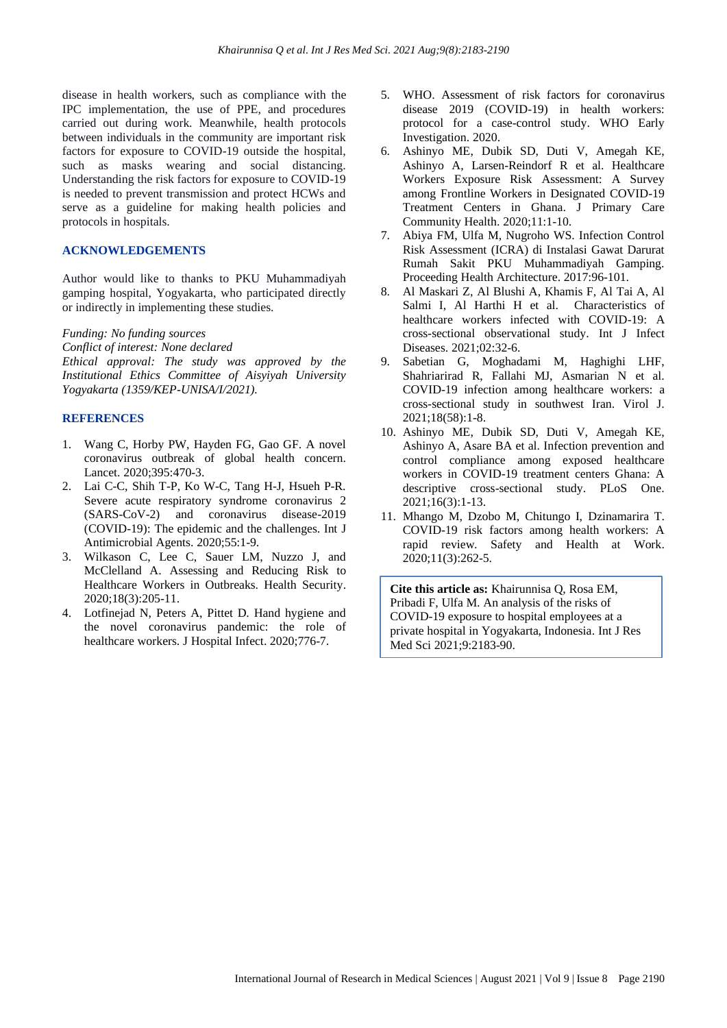disease in health workers, such as compliance with the IPC implementation, the use of PPE, and procedures carried out during work. Meanwhile, health protocols between individuals in the community are important risk factors for exposure to COVID-19 outside the hospital, such as masks wearing and social distancing. Understanding the risk factors for exposure to COVID-19 is needed to prevent transmission and protect HCWs and serve as a guideline for making health policies and protocols in hospitals.

## ACKNOWLEDGEMENTS

Author would like to thanks to PKU Muhammadiyah gamping hospital, Yogyakarta, who participated directly or indirectly in implementing these studies.

*Funding: No funding sources*
*Conflict of interest: None declared*
*Ethical approval: The study was approved by the Institutional Ethics Committee of Aisyiyah University Yogyakarta (1359/KEP-UNISA/I/2021).*

## REFERENCES

1. Wang C, Horby PW, Hayden FG, Gao GF. A novel coronavirus outbreak of global health concern. Lancet. 2020;395:470-3.
2. Lai C-C, Shih T-P, Ko W-C, Tang H-J, Hsueh P-R. Severe acute respiratory syndrome coronavirus 2 (SARS-CoV-2) and coronavirus disease-2019 (COVID-19): The epidemic and the challenges. Int J Antimicrobial Agents. 2020;55:1-9.
3. Wilkason C, Lee C, Sauer LM, Nuzzo J, and McClelland A. Assessing and Reducing Risk to Healthcare Workers in Outbreaks. Health Security. 2020;18(3):205-11.
4. Lotfinejad N, Peters A, Pittet D. Hand hygiene and the novel coronavirus pandemic: the role of healthcare workers. J Hospital Infect. 2020;776-7.
5. WHO. Assessment of risk factors for coronavirus disease 2019 (COVID-19) in health workers: protocol for a case-control study. WHO Early Investigation. 2020.
6. Ashinyo ME, Dubik SD, Duti V, Amegah KE, Ashinyo A, Larsen-Reindorf R et al. Healthcare Workers Exposure Risk Assessment: A Survey among Frontline Workers in Designated COVID-19 Treatment Centers in Ghana. J Primary Care Community Health. 2020;11:1-10.
7. Abiya FM, Ulfa M, Nugroho WS. Infection Control Risk Assessment (ICRA) di Instalasi Gawat Darurat Rumah Sakit PKU Muhammadiyah Gamping. Proceeding Health Architecture. 2017:96-101.
8. Al Maskari Z, Al Blushi A, Khamis F, Al Tai A, Al Salmi I, Al Harthi H et al. Characteristics of healthcare workers infected with COVID-19: A cross-sectional observational study. Int J Infect Diseases. 2021;02:32-6.
9. Sabetian G, Moghadami M, Haghighi LHF, Shahriarirad R, Fallahi MJ, Asmarian N et al. COVID-19 infection among healthcare workers: a cross-sectional study in southwest Iran. Virol J. 2021;18(58):1-8.
10. Ashinyo ME, Dubik SD, Duti V, Amegah KE, Ashinyo A, Asare BA et al. Infection prevention and control compliance among exposed healthcare workers in COVID-19 treatment centers Ghana: A descriptive cross-sectional study. PLoS One. 2021;16(3):1-13.
11. Mhango M, Dzobo M, Chitungo I, Dzinamarira T. COVID-19 risk factors among health workers: A rapid review. Safety and Health at Work. 2020;11(3):262-5.

**Cite this article as:** Khairunnisa Q, Rosa EM, Pribadi F, Ulfa M. An analysis of the risks of COVID-19 exposure to hospital employees at a private hospital in Yogyakarta, Indonesia. Int J Res Med Sci 2021;9:2183-90.